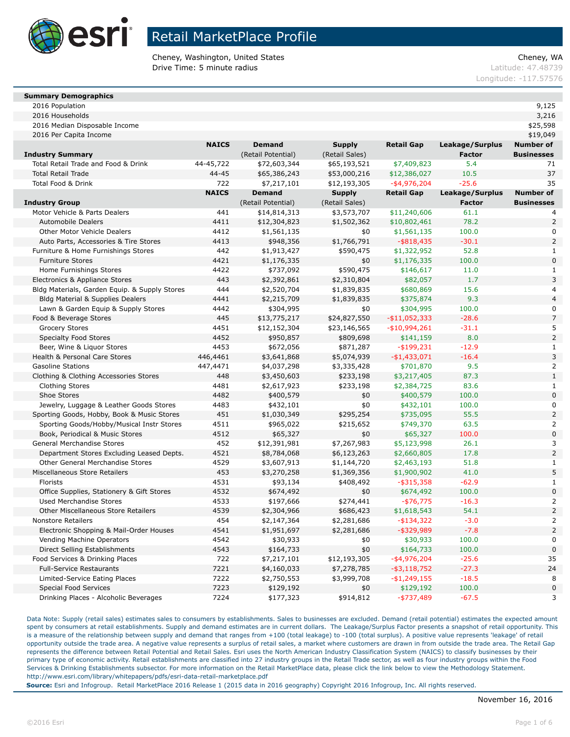# Retail MarketPlace Profile

Cheney, Washington, United States
Drive Time: 5 minute radius

Cheney, WA
Latitude: 47.48739
Longitude: -117.57576

| Summary Demographics | |
|---|---|
| 2016 Population | 9,125 |
| 2016 Households | 3,216 |
| 2016 Median Disposable Income | $25,598 |
| 2016 Per Capita Income | $19,049 |

| Industry Summary | NAICS | Demand (Retail Potential) | Supply (Retail Sales) | Retail Gap | Leakage/Surplus Factor | Number of Businesses |
|---|---|---|---|---|---|---|
| Total Retail Trade and Food & Drink | 44-45,722 | $72,603,344 | $65,193,521 | $7,409,823 | 5.4 | 71 |
| Total Retail Trade | 44-45 | $65,386,243 | $53,000,216 | $12,386,027 | 10.5 | 37 |
| Total Food & Drink | 722 | $7,217,101 | $12,193,305 | -$4,976,204 | -25.6 | 35 |

| Industry Group | NAICS | Demand (Retail Potential) | Supply (Retail Sales) | Retail Gap | Leakage/Surplus Factor | Number of Businesses |
|---|---|---|---|---|---|---|
| Motor Vehicle & Parts Dealers | 441 | $14,814,313 | $3,573,707 | $11,240,606 | 61.1 | 4 |
| Automobile Dealers | 4411 | $12,304,823 | $1,502,362 | $10,802,461 | 78.2 | 2 |
| Other Motor Vehicle Dealers | 4412 | $1,561,135 | $0 | $1,561,135 | 100.0 | 0 |
| Auto Parts, Accessories & Tire Stores | 4413 | $948,356 | $1,766,791 | -$818,435 | -30.1 | 2 |
| Furniture & Home Furnishings Stores | 442 | $1,913,427 | $590,475 | $1,322,952 | 52.8 | 1 |
| Furniture Stores | 4421 | $1,176,335 | $0 | $1,176,335 | 100.0 | 0 |
| Home Furnishings Stores | 4422 | $737,092 | $590,475 | $146,617 | 11.0 | 1 |
| Electronics & Appliance Stores | 443 | $2,392,861 | $2,310,804 | $82,057 | 1.7 | 3 |
| Bldg Materials, Garden Equip. & Supply Stores | 444 | $2,520,704 | $1,839,835 | $680,869 | 15.6 | 4 |
| Bldg Material & Supplies Dealers | 4441 | $2,215,709 | $1,839,835 | $375,874 | 9.3 | 4 |
| Lawn & Garden Equip & Supply Stores | 4442 | $304,995 | $0 | $304,995 | 100.0 | 0 |
| Food & Beverage Stores | 445 | $13,775,217 | $24,827,550 | -$11,052,333 | -28.6 | 7 |
| Grocery Stores | 4451 | $12,152,304 | $23,146,565 | -$10,994,261 | -31.1 | 5 |
| Specialty Food Stores | 4452 | $950,857 | $809,698 | $141,159 | 8.0 | 2 |
| Beer, Wine & Liquor Stores | 4453 | $672,056 | $871,287 | -$199,231 | -12.9 | 1 |
| Health & Personal Care Stores | 446,4461 | $3,641,868 | $5,074,939 | -$1,433,071 | -16.4 | 3 |
| Gasoline Stations | 447,4471 | $4,037,298 | $3,335,428 | $701,870 | 9.5 | 2 |
| Clothing & Clothing Accessories Stores | 448 | $3,450,603 | $233,198 | $3,217,405 | 87.3 | 1 |
| Clothing Stores | 4481 | $2,617,923 | $233,198 | $2,384,725 | 83.6 | 1 |
| Shoe Stores | 4482 | $400,579 | $0 | $400,579 | 100.0 | 0 |
| Jewelry, Luggage & Leather Goods Stores | 4483 | $432,101 | $0 | $432,101 | 100.0 | 0 |
| Sporting Goods, Hobby, Book & Music Stores | 451 | $1,030,349 | $295,254 | $735,095 | 55.5 | 2 |
| Sporting Goods/Hobby/Musical Instr Stores | 4511 | $965,022 | $215,652 | $749,370 | 63.5 | 2 |
| Book, Periodical & Music Stores | 4512 | $65,327 | $0 | $65,327 | 100.0 | 0 |
| General Merchandise Stores | 452 | $12,391,981 | $7,267,983 | $5,123,998 | 26.1 | 3 |
| Department Stores Excluding Leased Depts. | 4521 | $8,784,068 | $6,123,263 | $2,660,805 | 17.8 | 2 |
| Other General Merchandise Stores | 4529 | $3,607,913 | $1,144,720 | $2,463,193 | 51.8 | 1 |
| Miscellaneous Store Retailers | 453 | $3,270,258 | $1,369,356 | $1,900,902 | 41.0 | 5 |
| Florists | 4531 | $93,134 | $408,492 | -$315,358 | -62.9 | 1 |
| Office Supplies, Stationery & Gift Stores | 4532 | $674,492 | $0 | $674,492 | 100.0 | 0 |
| Used Merchandise Stores | 4533 | $197,666 | $274,441 | -$76,775 | -16.3 | 2 |
| Other Miscellaneous Store Retailers | 4539 | $2,304,966 | $686,423 | $1,618,543 | 54.1 | 2 |
| Nonstore Retailers | 454 | $2,147,364 | $2,281,686 | -$134,322 | -3.0 | 2 |
| Electronic Shopping & Mail-Order Houses | 4541 | $1,951,697 | $2,281,686 | -$329,989 | -7.8 | 2 |
| Vending Machine Operators | 4542 | $30,933 | $0 | $30,933 | 100.0 | 0 |
| Direct Selling Establishments | 4543 | $164,733 | $0 | $164,733 | 100.0 | 0 |
| Food Services & Drinking Places | 722 | $7,217,101 | $12,193,305 | -$4,976,204 | -25.6 | 35 |
| Full-Service Restaurants | 7221 | $4,160,033 | $7,278,785 | -$3,118,752 | -27.3 | 24 |
| Limited-Service Eating Places | 7222 | $2,750,553 | $3,999,708 | -$1,249,155 | -18.5 | 8 |
| Special Food Services | 7223 | $129,192 | $0 | $129,192 | 100.0 | 0 |
| Drinking Places - Alcoholic Beverages | 7224 | $177,323 | $914,812 | -$737,489 | -67.5 | 3 |

Data Note: Supply (retail sales) estimates sales to consumers by establishments. Sales to businesses are excluded. Demand (retail potential) estimates the expected amount spent by consumers at retail establishments. Supply and demand estimates are in current dollars. The Leakage/Surplus Factor presents a snapshot of retail opportunity. This is a measure of the relationship between supply and demand that ranges from +100 (total leakage) to -100 (total surplus). A positive value represents 'leakage' of retail opportunity outside the trade area. A negative value represents a surplus of retail sales, a market where customers are drawn in from outside the trade area. The Retail Gap represents the difference between Retail Potential and Retail Sales. Esri uses the North American Industry Classification System (NAICS) to classify businesses by their primary type of economic activity. Retail establishments are classified into 27 industry groups in the Retail Trade sector, as well as four industry groups within the Food Services & Drinking Establishments subsector. For more information on the Retail MarketPlace data, please click the link below to view the Methodology Statement. http://www.esri.com/library/whitepapers/pdfs/esri-data-retail-marketplace.pdf

**Source:** Esri and Infogroup. Retail MarketPlace 2016 Release 1 (2015 data in 2016 geography) Copyright 2016 Infogroup, Inc. All rights reserved.

November 16, 2016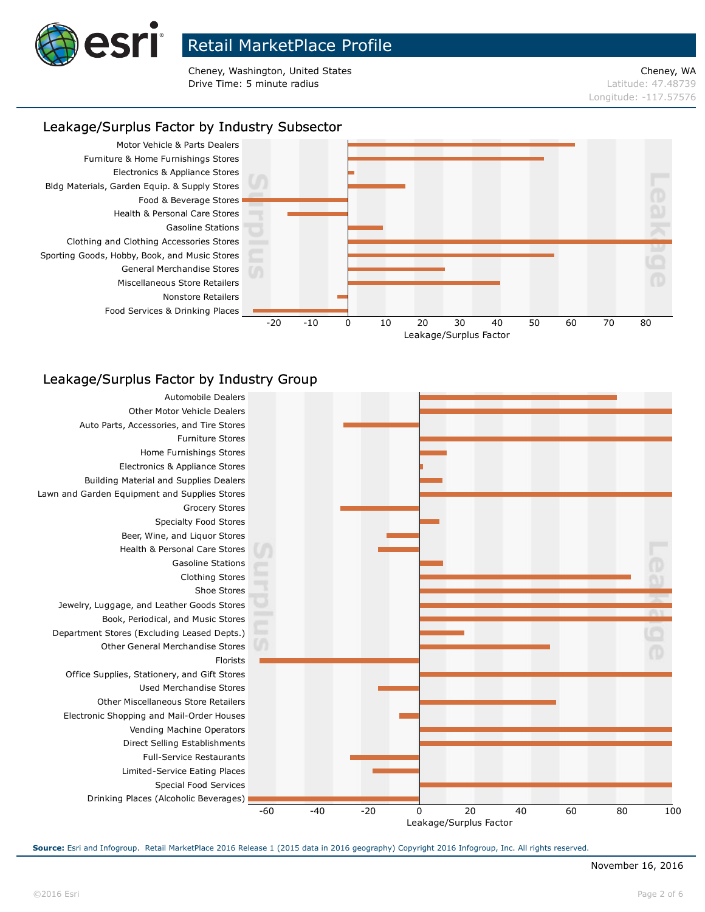# Retail MarketPlace Profile

Cheney, Washington, United States
Drive Time: 5 minute radius

Cheney, WA
Latitude: 47.48739
Longitude: -117.57576

## Leakage/Surplus Factor by Industry Subsector

Motor Vehicle & Parts Dealers
Furniture & Home Furnishings Stores
Electronics & Appliance Stores
Bldg Materials, Garden Equip. & Supply Stores
Food & Beverage Stores
Health & Personal Care Stores
Gasoline Stations
Clothing and Clothing Accessories Stores
Sporting Goods, Hobby, Book, and Music Stores
General Merchandise Stores
Miscellaneous Store Retailers
Nonstore Retailers
Food Services & Drinking Places

Surplus | Leakage

-20 -10 0 10 20 30 40 50 60 70 80

Leakage/Surplus Factor

## Leakage/Surplus Factor by Industry Group

Automobile Dealers
Other Motor Vehicle Dealers
Auto Parts, Accessories, and Tire Stores
Furniture Stores
Home Furnishings Stores
Electronics & Appliance Stores
Building Material and Supplies Dealers
Lawn and Garden Equipment and Supplies Stores
Grocery Stores
Specialty Food Stores
Beer, Wine, and Liquor Stores
Health & Personal Care Stores
Gasoline Stations
Clothing Stores
Shoe Stores
Jewelry, Luggage, and Leather Goods Stores
Book, Periodical, and Music Stores
Department Stores (Excluding Leased Depts.)
Other General Merchandise Stores
Florists
Office Supplies, Stationery, and Gift Stores
Used Merchandise Stores
Other Miscellaneous Store Retailers
Electronic Shopping and Mail-Order Houses
Vending Machine Operators
Direct Selling Establishments
Full-Service Restaurants
Limited-Service Eating Places
Special Food Services
Drinking Places (Alcoholic Beverages)

Surplus | Leakage

-60 -40 -20 0 20 40 60 80 100

Leakage/Surplus Factor

**Source:** Esri and Infogroup. Retail MarketPlace 2016 Release 1 (2015 data in 2016 geography) Copyright 2016 Infogroup, Inc. All rights reserved.

November 16, 2016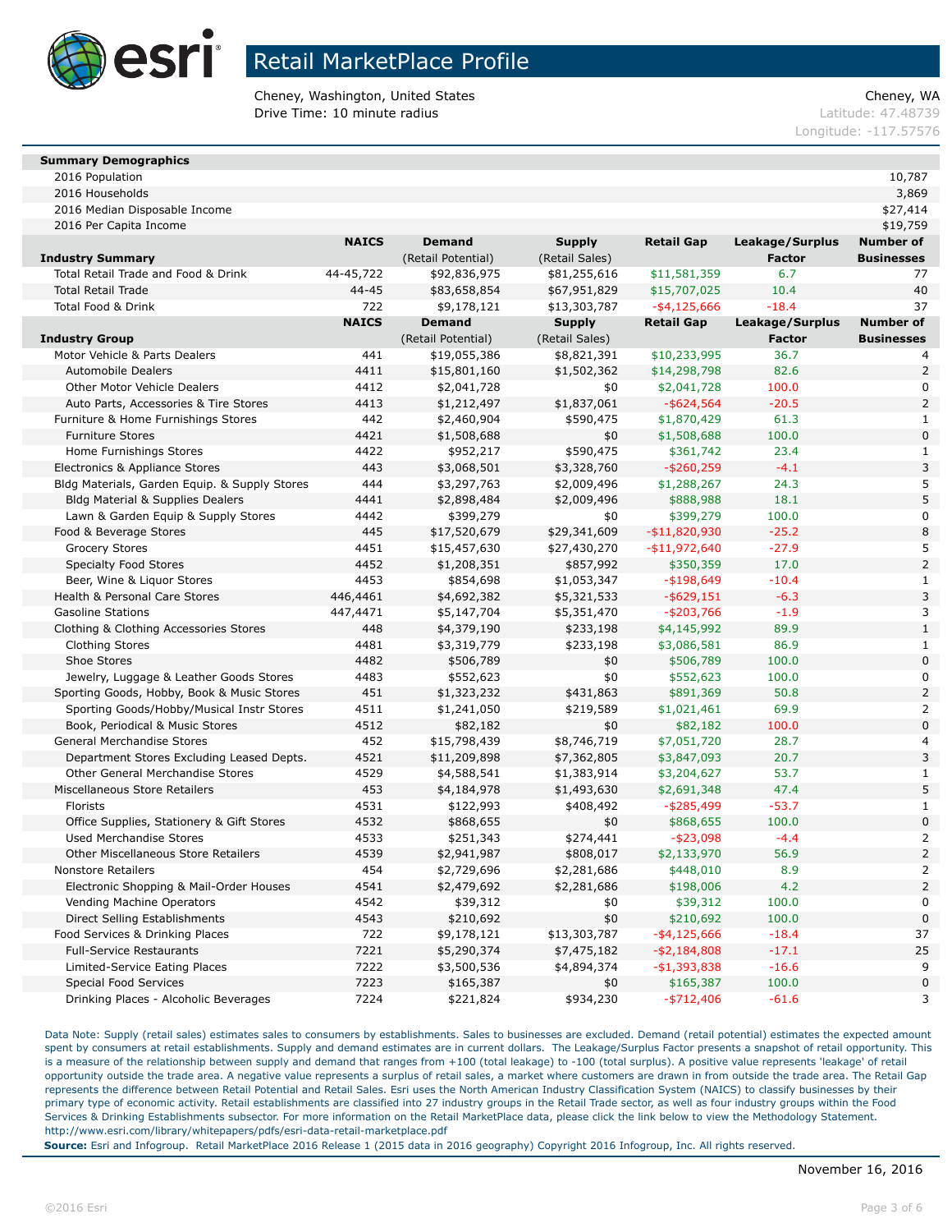# Retail MarketPlace Profile

Cheney, Washington, United States
Drive Time: 10 minute radius

Cheney, WA
Latitude: 47.48739
Longitude: -117.57576

| Summary Demographics | |
|---|---|
| 2016 Population | 10,787 |
| 2016 Households | 3,869 |
| 2016 Median Disposable Income | $27,414 |
| 2016 Per Capita Income | $19,759 |

| Industry Summary | NAICS | Demand (Retail Potential) | Supply (Retail Sales) | Retail Gap | Leakage/Surplus Factor | Number of Businesses |
|---|---|---|---|---|---|---|
| Total Retail Trade and Food & Drink | 44-45,722 | $92,836,975 | $81,255,616 | $11,581,359 | 6.7 | 77 |
| Total Retail Trade | 44-45 | $83,658,854 | $67,951,829 | $15,707,025 | 10.4 | 40 |
| Total Food & Drink | 722 | $9,178,121 | $13,303,787 | -$4,125,666 | -18.4 | 37 |

| Industry Group | NAICS | Demand (Retail Potential) | Supply (Retail Sales) | Retail Gap | Leakage/Surplus Factor | Number of Businesses |
|---|---|---|---|---|---|---|
| Motor Vehicle & Parts Dealers | 441 | $19,055,386 | $8,821,391 | $10,233,995 | 36.7 | 4 |
| Automobile Dealers | 4411 | $15,801,160 | $1,502,362 | $14,298,798 | 82.6 | 2 |
| Other Motor Vehicle Dealers | 4412 | $2,041,728 | $0 | $2,041,728 | 100.0 | 0 |
| Auto Parts, Accessories & Tire Stores | 4413 | $1,212,497 | $1,837,061 | -$624,564 | -20.5 | 2 |
| Furniture & Home Furnishings Stores | 442 | $2,460,904 | $590,475 | $1,870,429 | 61.3 | 1 |
| Furniture Stores | 4421 | $1,508,688 | $0 | $1,508,688 | 100.0 | 0 |
| Home Furnishings Stores | 4422 | $952,217 | $590,475 | $361,742 | 23.4 | 1 |
| Electronics & Appliance Stores | 443 | $3,068,501 | $3,328,760 | -$260,259 | -4.1 | 3 |
| Bldg Materials, Garden Equip. & Supply Stores | 444 | $3,297,763 | $2,009,496 | $1,288,267 | 24.3 | 5 |
| Bldg Material & Supplies Dealers | 4441 | $2,898,484 | $2,009,496 | $888,988 | 18.1 | 5 |
| Lawn & Garden Equip & Supply Stores | 4442 | $399,279 | $0 | $399,279 | 100.0 | 0 |
| Food & Beverage Stores | 445 | $17,520,679 | $29,341,609 | -$11,820,930 | -25.2 | 8 |
| Grocery Stores | 4451 | $15,457,630 | $27,430,270 | -$11,972,640 | -27.9 | 5 |
| Specialty Food Stores | 4452 | $1,208,351 | $857,992 | $350,359 | 17.0 | 2 |
| Beer, Wine & Liquor Stores | 4453 | $854,698 | $1,053,347 | -$198,649 | -10.4 | 1 |
| Health & Personal Care Stores | 446,4461 | $4,692,382 | $5,321,533 | -$629,151 | -6.3 | 3 |
| Gasoline Stations | 447,4471 | $5,147,704 | $5,351,470 | -$203,766 | -1.9 | 3 |
| Clothing & Clothing Accessories Stores | 448 | $4,379,190 | $233,198 | $4,145,992 | 89.9 | 1 |
| Clothing Stores | 4481 | $3,319,779 | $233,198 | $3,086,581 | 86.9 | 1 |
| Shoe Stores | 4482 | $506,789 | $0 | $506,789 | 100.0 | 0 |
| Jewelry, Luggage & Leather Goods Stores | 4483 | $552,623 | $0 | $552,623 | 100.0 | 0 |
| Sporting Goods, Hobby, Book & Music Stores | 451 | $1,323,232 | $431,863 | $891,369 | 50.8 | 2 |
| Sporting Goods/Hobby/Musical Instr Stores | 4511 | $1,241,050 | $219,589 | $1,021,461 | 69.9 | 2 |
| Book, Periodical & Music Stores | 4512 | $82,182 | $0 | $82,182 | 100.0 | 0 |
| General Merchandise Stores | 452 | $15,798,439 | $8,746,719 | $7,051,720 | 28.7 | 4 |
| Department Stores Excluding Leased Depts. | 4521 | $11,209,898 | $7,362,805 | $3,847,093 | 20.7 | 3 |
| Other General Merchandise Stores | 4529 | $4,588,541 | $1,383,914 | $3,204,627 | 53.7 | 1 |
| Miscellaneous Store Retailers | 453 | $4,184,978 | $1,493,630 | $2,691,348 | 47.4 | 5 |
| Florists | 4531 | $122,993 | $408,492 | -$285,499 | -53.7 | 1 |
| Office Supplies, Stationery & Gift Stores | 4532 | $868,655 | $0 | $868,655 | 100.0 | 0 |
| Used Merchandise Stores | 4533 | $251,343 | $274,441 | -$23,098 | -4.4 | 2 |
| Other Miscellaneous Store Retailers | 4539 | $2,941,987 | $808,017 | $2,133,970 | 56.9 | 2 |
| Nonstore Retailers | 454 | $2,729,696 | $2,281,686 | $448,010 | 8.9 | 2 |
| Electronic Shopping & Mail-Order Houses | 4541 | $2,479,692 | $2,281,686 | $198,006 | 4.2 | 2 |
| Vending Machine Operators | 4542 | $39,312 | $0 | $39,312 | 100.0 | 0 |
| Direct Selling Establishments | 4543 | $210,692 | $0 | $210,692 | 100.0 | 0 |
| Food Services & Drinking Places | 722 | $9,178,121 | $13,303,787 | -$4,125,666 | -18.4 | 37 |
| Full-Service Restaurants | 7221 | $5,290,374 | $7,475,182 | -$2,184,808 | -17.1 | 25 |
| Limited-Service Eating Places | 7222 | $3,500,536 | $4,894,374 | -$1,393,838 | -16.6 | 9 |
| Special Food Services | 7223 | $165,387 | $0 | $165,387 | 100.0 | 0 |
| Drinking Places - Alcoholic Beverages | 7224 | $221,824 | $934,230 | -$712,406 | -61.6 | 3 |

Data Note: Supply (retail sales) estimates sales to consumers by establishments. Sales to businesses are excluded. Demand (retail potential) estimates the expected amount spent by consumers at retail establishments. Supply and demand estimates are in current dollars. The Leakage/Surplus Factor presents a snapshot of retail opportunity. This is a measure of the relationship between supply and demand that ranges from +100 (total leakage) to -100 (total surplus). A positive value represents 'leakage' of retail opportunity outside the trade area. A negative value represents a surplus of retail sales, a market where customers are drawn in from outside the trade area. The Retail Gap represents the difference between Retail Potential and Retail Sales. Esri uses the North American Industry Classification System (NAICS) to classify businesses by their primary type of economic activity. Retail establishments are classified into 27 industry groups in the Retail Trade sector, as well as four industry groups within the Food Services & Drinking Establishments subsector. For more information on the Retail MarketPlace data, please click the link below to view the Methodology Statement.
http://www.esri.com/library/whitepapers/pdfs/esri-data-retail-marketplace.pdf

**Source:** Esri and Infogroup. Retail MarketPlace 2016 Release 1 (2015 data in 2016 geography) Copyright 2016 Infogroup, Inc. All rights reserved.

November 16, 2016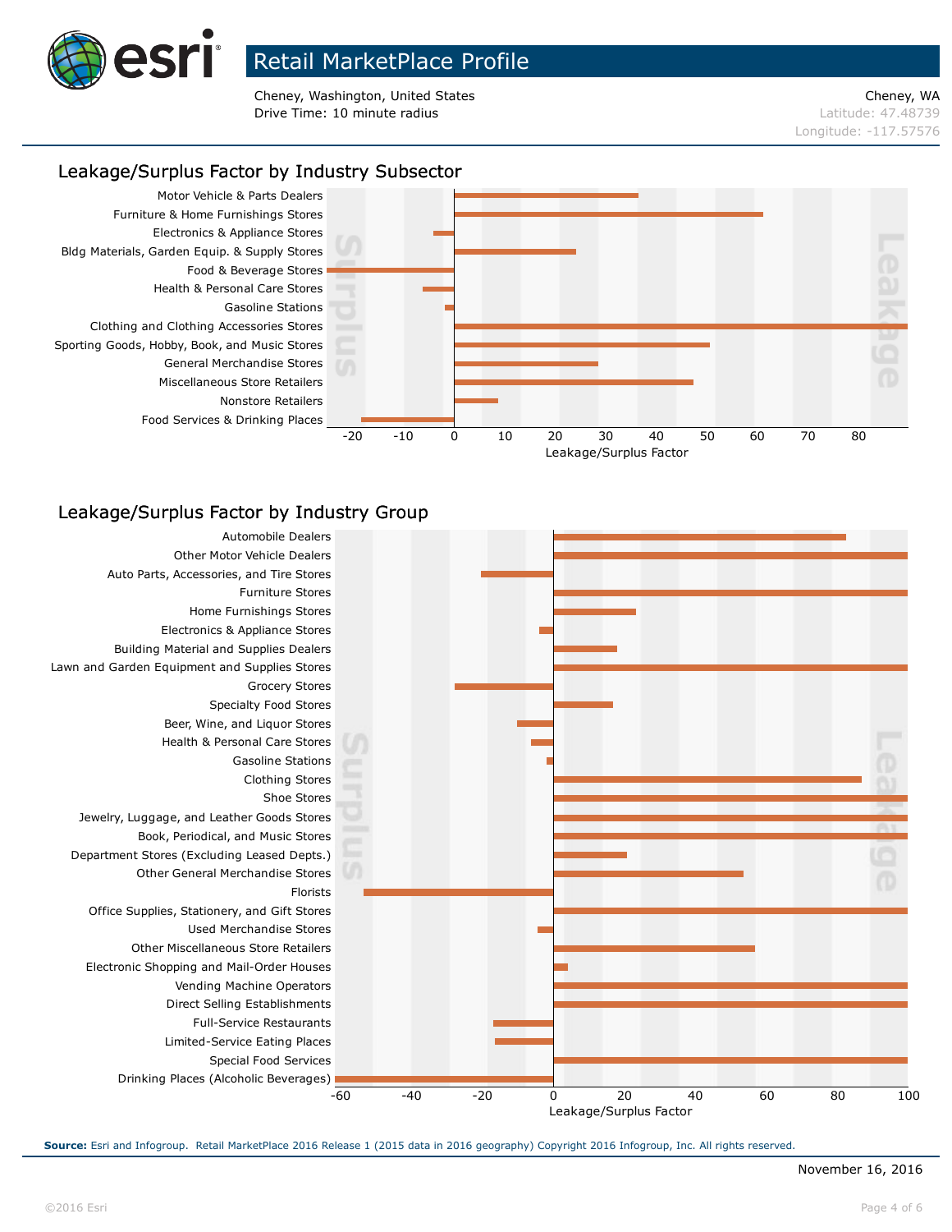# Retail MarketPlace Profile

Cheney, Washington, United States
Drive Time: 10 minute radius

Cheney, WA
Latitude: 47.48739
Longitude: -117.57576

## Leakage/Surplus Factor by Industry Subsector

Motor Vehicle & Parts Dealers
Furniture & Home Furnishings Stores
Electronics & Appliance Stores
Bldg Materials, Garden Equip. & Supply Stores
Food & Beverage Stores
Health & Personal Care Stores
Gasoline Stations
Clothing and Clothing Accessories Stores
Sporting Goods, Hobby, Book, and Music Stores
General Merchandise Stores
Miscellaneous Store Retailers
Nonstore Retailers
Food Services & Drinking Places

Surplus | Leakage

-20 -10 0 10 20 30 40 50 60 70 80

Leakage/Surplus Factor

## Leakage/Surplus Factor by Industry Group

Automobile Dealers
Other Motor Vehicle Dealers
Auto Parts, Accessories, and Tire Stores
Furniture Stores
Home Furnishings Stores
Electronics & Appliance Stores
Building Material and Supplies Dealers
Lawn and Garden Equipment and Supplies Stores
Grocery Stores
Specialty Food Stores
Beer, Wine, and Liquor Stores
Health & Personal Care Stores
Gasoline Stations
Clothing Stores
Shoe Stores
Jewelry, Luggage, and Leather Goods Stores
Book, Periodical, and Music Stores
Department Stores (Excluding Leased Depts.)
Other General Merchandise Stores
Florists
Office Supplies, Stationery, and Gift Stores
Used Merchandise Stores
Other Miscellaneous Store Retailers
Electronic Shopping and Mail-Order Houses
Vending Machine Operators
Direct Selling Establishments
Full-Service Restaurants
Limited-Service Eating Places
Special Food Services
Drinking Places (Alcoholic Beverages)

Surplus | Leakage

-60 -40 -20 0 20 40 60 80 100

Leakage/Surplus Factor

**Source:** Esri and Infogroup. Retail MarketPlace 2016 Release 1 (2015 data in 2016 geography) Copyright 2016 Infogroup, Inc. All rights reserved.

November 16, 2016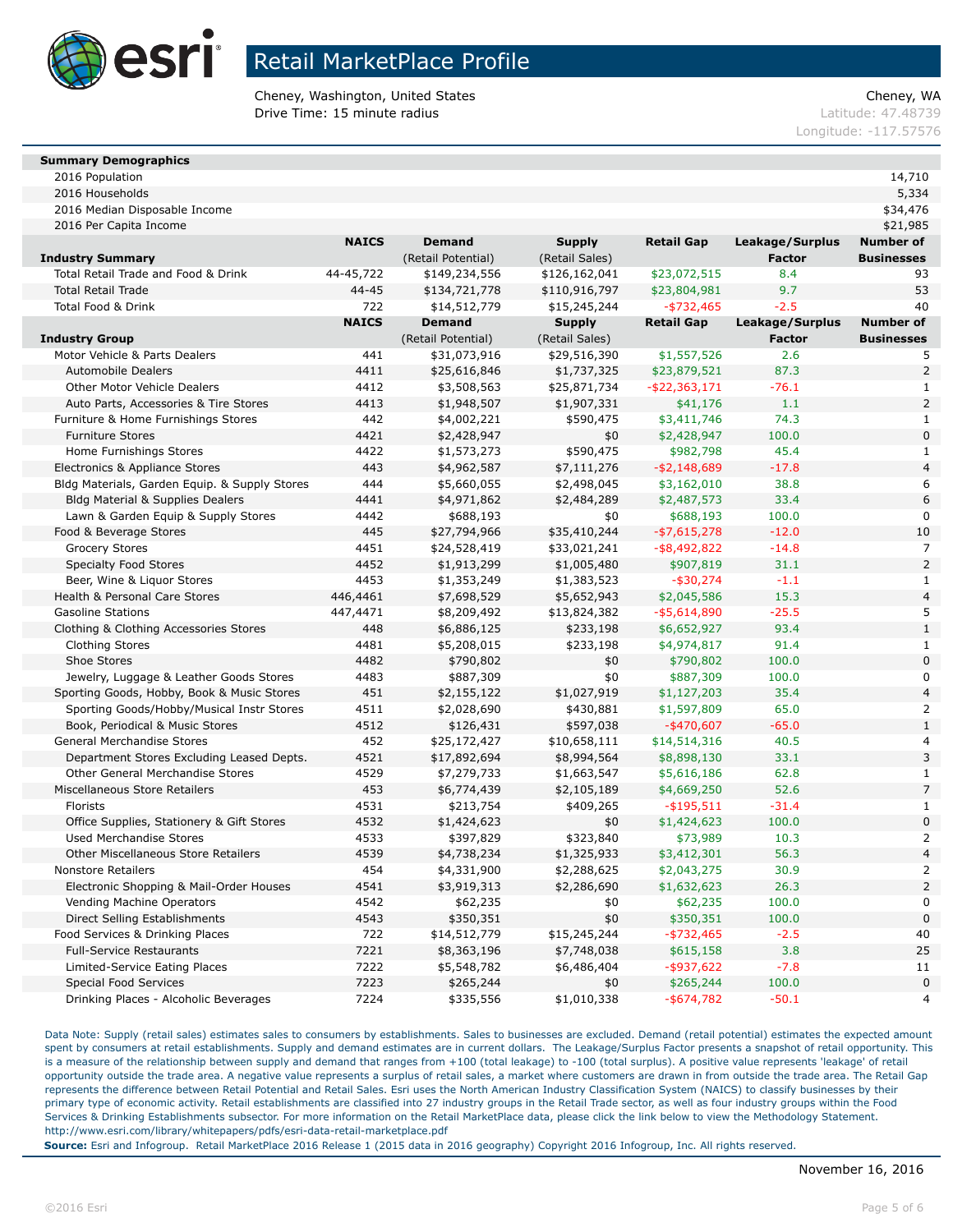# Retail MarketPlace Profile

Cheney, Washington, United States
Drive Time: 15 minute radius

Cheney, WA
Latitude: 47.48739
Longitude: -117.57576

| Summary Demographics | |
|---|---|
| 2016 Population | 14,710 |
| 2016 Households | 5,334 |
| 2016 Median Disposable Income | $34,476 |
| 2016 Per Capita Income | $21,985 |

| Industry Summary | NAICS | Demand (Retail Potential) | Supply (Retail Sales) | Retail Gap | Leakage/Surplus Factor | Number of Businesses |
|---|---|---|---|---|---|---|
| Total Retail Trade and Food & Drink | 44-45,722 | $149,234,556 | $126,162,041 | $23,072,515 | 8.4 | 93 |
| Total Retail Trade | 44-45 | $134,721,778 | $110,916,797 | $23,804,981 | 9.7 | 53 |
| Total Food & Drink | 722 | $14,512,779 | $15,245,244 | -$732,465 | -2.5 | 40 |

| Industry Group | NAICS | Demand (Retail Potential) | Supply (Retail Sales) | Retail Gap | Leakage/Surplus Factor | Number of Businesses |
|---|---|---|---|---|---|---|
| Motor Vehicle & Parts Dealers | 441 | $31,073,916 | $29,516,390 | $1,557,526 | 2.6 | 5 |
| Automobile Dealers | 4411 | $25,616,846 | $1,737,325 | $23,879,521 | 87.3 | 2 |
| Other Motor Vehicle Dealers | 4412 | $3,508,563 | $25,871,734 | -$22,363,171 | -76.1 | 1 |
| Auto Parts, Accessories & Tire Stores | 4413 | $1,948,507 | $1,907,331 | $41,176 | 1.1 | 2 |
| Furniture & Home Furnishings Stores | 442 | $4,002,221 | $590,475 | $3,411,746 | 74.3 | 1 |
| Furniture Stores | 4421 | $2,428,947 | $0 | $2,428,947 | 100.0 | 0 |
| Home Furnishings Stores | 4422 | $1,573,273 | $590,475 | $982,798 | 45.4 | 1 |
| Electronics & Appliance Stores | 443 | $4,962,587 | $7,111,276 | -$2,148,689 | -17.8 | 4 |
| Bldg Materials, Garden Equip. & Supply Stores | 444 | $5,660,055 | $2,498,045 | $3,162,010 | 38.8 | 6 |
| Bldg Material & Supplies Dealers | 4441 | $4,971,862 | $2,484,289 | $2,487,573 | 33.4 | 6 |
| Lawn & Garden Equip & Supply Stores | 4442 | $688,193 | $0 | $688,193 | 100.0 | 0 |
| Food & Beverage Stores | 445 | $27,794,966 | $35,410,244 | -$7,615,278 | -12.0 | 10 |
| Grocery Stores | 4451 | $24,528,419 | $33,021,241 | -$8,492,822 | -14.8 | 7 |
| Specialty Food Stores | 4452 | $1,913,299 | $1,005,480 | $907,819 | 31.1 | 2 |
| Beer, Wine & Liquor Stores | 4453 | $1,353,249 | $1,383,523 | -$30,274 | -1.1 | 1 |
| Health & Personal Care Stores | 446,4461 | $7,698,529 | $5,652,943 | $2,045,586 | 15.3 | 4 |
| Gasoline Stations | 447,4471 | $8,209,492 | $13,824,382 | -$5,614,890 | -25.5 | 5 |
| Clothing & Clothing Accessories Stores | 448 | $6,886,125 | $233,198 | $6,652,927 | 93.4 | 1 |
| Clothing Stores | 4481 | $5,208,015 | $233,198 | $4,974,817 | 91.4 | 1 |
| Shoe Stores | 4482 | $790,802 | $0 | $790,802 | 100.0 | 0 |
| Jewelry, Luggage & Leather Goods Stores | 4483 | $887,309 | $0 | $887,309 | 100.0 | 0 |
| Sporting Goods, Hobby, Book & Music Stores | 451 | $2,155,122 | $1,027,919 | $1,127,203 | 35.4 | 4 |
| Sporting Goods/Hobby/Musical Instr Stores | 4511 | $2,028,690 | $430,881 | $1,597,809 | 65.0 | 2 |
| Book, Periodical & Music Stores | 4512 | $126,431 | $597,038 | -$470,607 | -65.0 | 1 |
| General Merchandise Stores | 452 | $25,172,427 | $10,658,111 | $14,514,316 | 40.5 | 4 |
| Department Stores Excluding Leased Depts. | 4521 | $17,892,694 | $8,994,564 | $8,898,130 | 33.1 | 3 |
| Other General Merchandise Stores | 4529 | $7,279,733 | $1,663,547 | $5,616,186 | 62.8 | 1 |
| Miscellaneous Store Retailers | 453 | $6,774,439 | $2,105,189 | $4,669,250 | 52.6 | 7 |
| Florists | 4531 | $213,754 | $409,265 | -$195,511 | -31.4 | 1 |
| Office Supplies, Stationery & Gift Stores | 4532 | $1,424,623 | $0 | $1,424,623 | 100.0 | 0 |
| Used Merchandise Stores | 4533 | $397,829 | $323,840 | $73,989 | 10.3 | 2 |
| Other Miscellaneous Store Retailers | 4539 | $4,738,234 | $1,325,933 | $3,412,301 | 56.3 | 4 |
| Nonstore Retailers | 454 | $4,331,900 | $2,288,625 | $2,043,275 | 30.9 | 2 |
| Electronic Shopping & Mail-Order Houses | 4541 | $3,919,313 | $2,286,690 | $1,632,623 | 26.3 | 2 |
| Vending Machine Operators | 4542 | $62,235 | $0 | $62,235 | 100.0 | 0 |
| Direct Selling Establishments | 4543 | $350,351 | $0 | $350,351 | 100.0 | 0 |
| Food Services & Drinking Places | 722 | $14,512,779 | $15,245,244 | -$732,465 | -2.5 | 40 |
| Full-Service Restaurants | 7221 | $8,363,196 | $7,748,038 | $615,158 | 3.8 | 25 |
| Limited-Service Eating Places | 7222 | $5,548,782 | $6,486,404 | -$937,622 | -7.8 | 11 |
| Special Food Services | 7223 | $265,244 | $0 | $265,244 | 100.0 | 0 |
| Drinking Places - Alcoholic Beverages | 7224 | $335,556 | $1,010,338 | -$674,782 | -50.1 | 4 |

Data Note: Supply (retail sales) estimates sales to consumers by establishments. Sales to businesses are excluded. Demand (retail potential) estimates the expected amount spent by consumers at retail establishments. Supply and demand estimates are in current dollars. The Leakage/Surplus Factor presents a snapshot of retail opportunity. This is a measure of the relationship between supply and demand that ranges from +100 (total leakage) to -100 (total surplus). A positive value represents 'leakage' of retail opportunity outside the trade area. A negative value represents a surplus of retail sales, a market where customers are drawn in from outside the trade area. The Retail Gap represents the difference between Retail Potential and Retail Sales. Esri uses the North American Industry Classification System (NAICS) to classify businesses by their primary type of economic activity. Retail establishments are classified into 27 industry groups in the Retail Trade sector, as well as four industry groups within the Food Services & Drinking Establishments subsector. For more information on the Retail MarketPlace data, please click the link below to view the Methodology Statement.
http://www.esri.com/library/whitepapers/pdfs/esri-data-retail-marketplace.pdf

**Source:** Esri and Infogroup. Retail MarketPlace 2016 Release 1 (2015 data in 2016 geography) Copyright 2016 Infogroup, Inc. All rights reserved.

November 16, 2016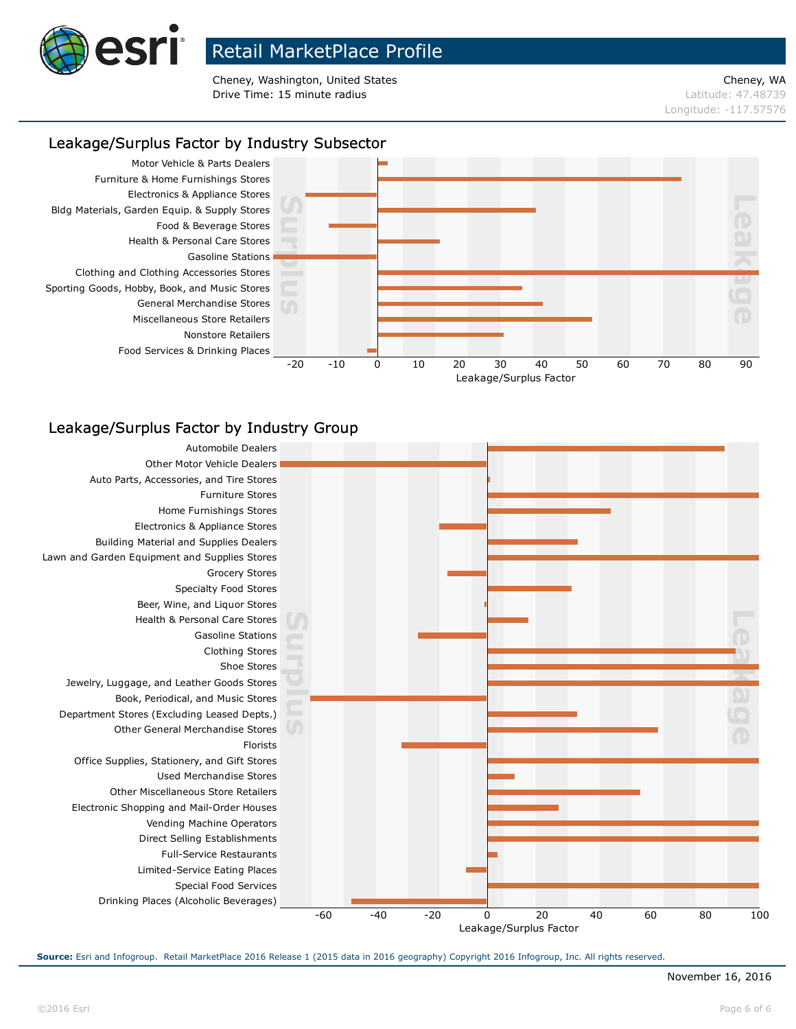# Retail MarketPlace Profile

Cheney, Washington, United States
Drive Time: 15 minute radius

Cheney, WA
Latitude: 47.48739
Longitude: -117.57576

## Leakage/Surplus Factor by Industry Subsector

Motor Vehicle & Parts Dealers
Furniture & Home Furnishings Stores
Electronics & Appliance Stores
Bldg Materials, Garden Equip. & Supply Stores
Food & Beverage Stores
Health & Personal Care Stores
Gasoline Stations
Clothing and Clothing Accessories Stores
Sporting Goods, Hobby, Book, and Music Stores
General Merchandise Stores
Miscellaneous Store Retailers
Nonstore Retailers
Food Services & Drinking Places

Surplus
Leakage

-20 -10 0 10 20 30 40 50 60 70 80 90

Leakage/Surplus Factor

## Leakage/Surplus Factor by Industry Group

Automobile Dealers
Other Motor Vehicle Dealers
Auto Parts, Accessories, and Tire Stores
Furniture Stores
Home Furnishings Stores
Electronics & Appliance Stores
Building Material and Supplies Dealers
Lawn and Garden Equipment and Supplies Stores
Grocery Stores
Specialty Food Stores
Beer, Wine, and Liquor Stores
Health & Personal Care Stores
Gasoline Stations
Clothing Stores
Shoe Stores
Jewelry, Luggage, and Leather Goods Stores
Book, Periodical, and Music Stores
Department Stores (Excluding Leased Depts.)
Other General Merchandise Stores
Florists
Office Supplies, Stationery, and Gift Stores
Used Merchandise Stores
Other Miscellaneous Store Retailers
Electronic Shopping and Mail-Order Houses
Vending Machine Operators
Direct Selling Establishments
Full-Service Restaurants
Limited-Service Eating Places
Special Food Services
Drinking Places (Alcoholic Beverages)

Surplus
Leakage

-60 -40 -20 0 20 40 60 80 100

Leakage/Surplus Factor

**Source:** Esri and Infogroup. Retail MarketPlace 2016 Release 1 (2015 data in 2016 geography) Copyright 2016 Infogroup, Inc. All rights reserved.

November 16, 2016